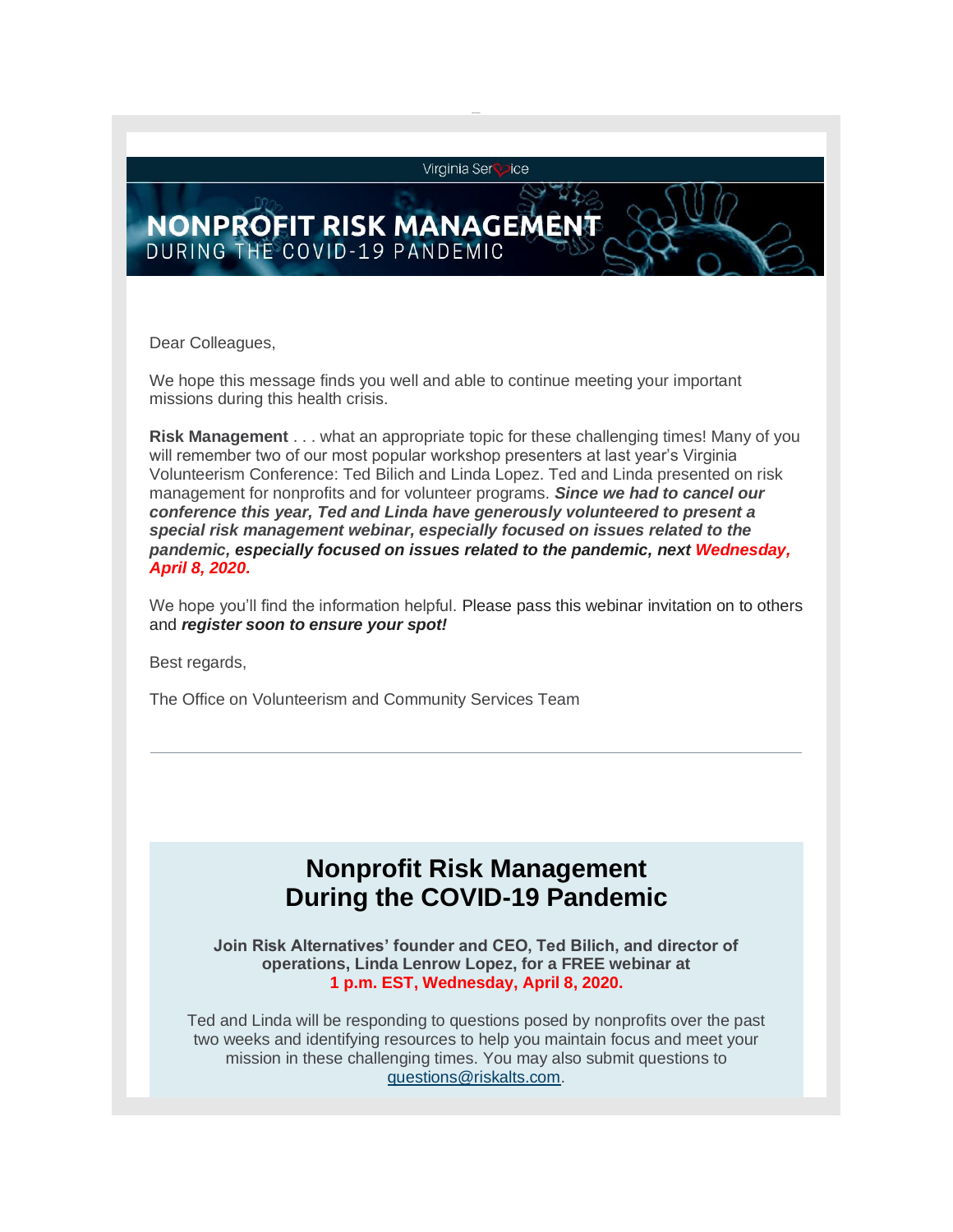Virginia Service

# NONPROFIT RISK MANAGEMENT
DURING THE COVID-19 PANDEMIC

Dear Colleagues,

We hope this message finds you well and able to continue meeting your important missions during this health crisis.

**Risk Management** . . . what an appropriate topic for these challenging times! Many of you will remember two of our most popular workshop presenters at last year's Virginia Volunteerism Conference: Ted Bilich and Linda Lopez. Ted and Linda presented on risk management for nonprofits and for volunteer programs. ***Since we had to cancel our conference this year, Ted and Linda have generously volunteered to present a special risk management webinar, especially focused on issues related to the pandemic, especially focused on issues related to the pandemic, next Wednesday, April 8, 2020.***

We hope you'll find the information helpful. Please pass this webinar invitation on to others and ***register soon to ensure your spot!***

Best regards,

The Office on Volunteerism and Community Services Team

---

## Nonprofit Risk Management During the COVID-19 Pandemic

**Join Risk Alternatives' founder and CEO, Ted Bilich, and director of operations, Linda Lenrow Lopez, for a FREE webinar at 1 p.m. EST, Wednesday, April 8, 2020.**

Ted and Linda will be responding to questions posed by nonprofits over the past two weeks and identifying resources to help you maintain focus and meet your mission in these challenging times. You may also submit questions to questions@riskalts.com.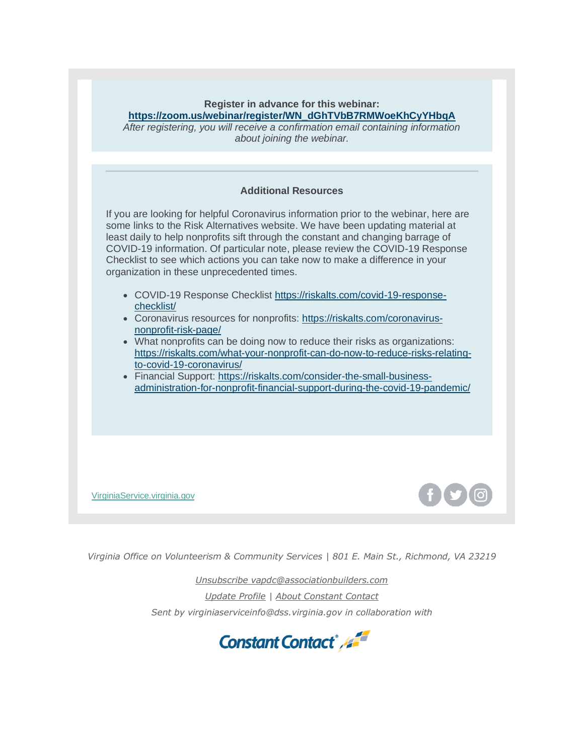**Register in advance for this webinar:**
**https://zoom.us/webinar/register/WN_dGhTVbB7RMWoeKhCyYHbqA**
*After registering, you will receive a confirmation email containing information about joining the webinar.*

---

**Additional Resources**

If you are looking for helpful Coronavirus information prior to the webinar, here are some links to the Risk Alternatives website. We have been updating material at least daily to help nonprofits sift through the constant and changing barrage of COVID-19 information. Of particular note, please review the COVID-19 Response Checklist to see which actions you can take now to make a difference in your organization in these unprecedented times.

- COVID-19 Response Checklist https://riskalts.com/covid-19-response-checklist/
- Coronavirus resources for nonprofits: https://riskalts.com/coronavirus-nonprofit-risk-page/
- What nonprofits can be doing now to reduce their risks as organizations: https://riskalts.com/what-your-nonprofit-can-do-now-to-reduce-risks-relating-to-covid-19-coronavirus/
- Financial Support: https://riskalts.com/consider-the-small-business-administration-for-nonprofit-financial-support-during-the-covid-19-pandemic/

VirginiaService.virginia.gov

*Virginia Office on Volunteerism & Community Services | 801 E. Main St., Richmond, VA 23219*

*Unsubscribe vapdc@associationbuilders.com*

*Update Profile | About Constant Contact*

*Sent by virginiaserviceinfo@dss.virginia.gov in collaboration with*

Constant Contact